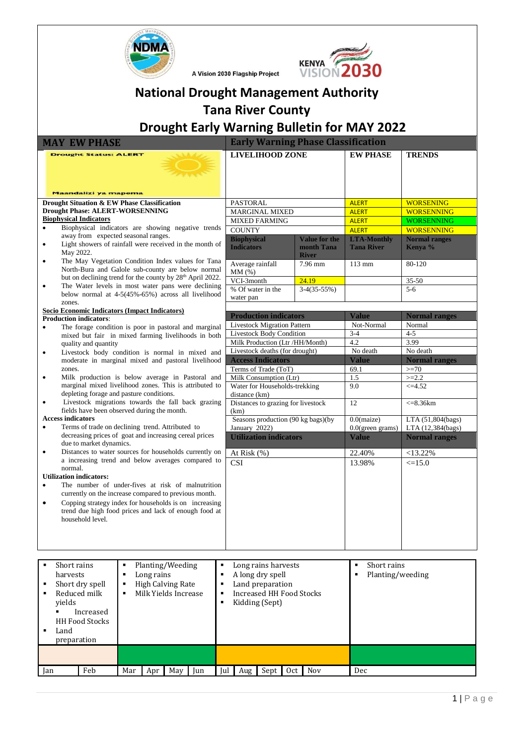A Vision 2030 Flagship Project

# National Drought Management Authority

## Tana River County

## Drought Early Warning Bulletin for MAY 2022

## MAY EW PHASE

Drought Status: ALERT

Maandalizi ya mapema

**Drought Situation & EW Phase Classification**

**Drought Phase: ALERT-WORSENNING**

**Biophysical Indicators**

- Biophysical indicators are showing negative trends away from expected seasonal ranges.
- Light showers of rainfall were received in the month of May 2022.
- The May Vegetation Condition Index values for Tana North-Bura and Galole sub-county are below normal but on declining trend for the county by 28th April 2022.
- The Water levels in most water pans were declining below normal at 4-5(45%-65%) across all livelihood zones.

**Socio Economic Indicators (Impact Indicators)**

**Production indicators**:

- The forage condition is poor in pastoral and marginal mixed but fair in mixed farming livelihoods in both quality and quantity
- Livestock body condition is normal in mixed and moderate in marginal mixed and pastoral livelihood zones.
- Milk production is below average in Pastoral and marginal mixed livelihood zones. This is attributed to depleting forage and pasture conditions.
- Livestock migrations towards the fall back grazing fields have been observed during the month.

**Access indicators**

- Terms of trade on declining trend. Attributed to decreasing prices of goat and increasing cereal prices due to market dynamics.
- Distances to water sources for households currently on a increasing trend and below averages compared to normal.

**Utilization indicators:**

- The number of under-fives at risk of malnutrition currently on the increase compared to previous month.
- Copping strategy index for households is on increasing trend due high food prices and lack of enough food at household level.

## Early Warning Phase Classification

| LIVELIHOOD ZONE | EW PHASE | TRENDS |
|---|---|---|
| PASTORAL | ALERT | WORSENING |
| MARGINAL MIXED | ALERT | WORSENNING |
| MIXED FARMING | ALERT | WORSENNING |
| COUNTY | ALERT | WORSENNING |

| Biophysical Indicators | Value for the month Tana River | LTA-Monthly Tana River | Normal ranges Kenya % |
|---|---|---|---|
| Average rainfall MM (%) | 7.96 mm | 113 mm | 80-120 |
| VCI-3month | 24.19 | | 35-50 |
| % Of water in the water pan | 3-4(35-55%) | | 5-6 |

| Production indicators | Value | Normal ranges |
|---|---|---|
| Livestock Migration Pattern | Not-Normal | Normal |
| Livestock Body Condition | 3-4 | 4-5 |
| Milk Production (Ltr /HH/Month) | 4.2 | 3.99 |
| Livestock deaths (for drought) | No death | No death |
| **Access Indicators** | **Value** | **Normal ranges** |
| Terms of Trade (ToT) | 69.1 | >=70 |
| Milk Consumption (Ltr) | 1.5 | >=2.2 |
| Water for Households-trekking distance (km) | 9.0 | <=4.52 |
| Distances to grazing for livestock (km) | 12 | <=8.36km |
| Seasons production (90 kg bags)(by January 2022) | 0.0(maize)<br>0.0(green grams) | LTA (51,804(bags)<br>LTA (12,384(bags) |
| **Utilization indicators** | **Value** | **Normal ranges** |
| At Risk (%) | 22.40% | <13.22% |
| CSI | 13.98% | <=15.0 |

| Jan – Feb | Mar – Jun | Jul – Nov | Dec |
|---|---|---|---|
| ▪ Short rains harvests<br>▪ Short dry spell<br>▪ Reduced milk yields<br>▪ Increased HH Food Stocks<br>▪ Land preparation | ▪ Planting/Weeding<br>▪ Long rains<br>▪ High Calving Rate<br>▪ Milk Yields Increase | ▪ Long rains harvests<br>▪ A long dry spell<br>▪ Land preparation<br>▪ Increased HH Food Stocks<br>▪ Kidding (Sept) | ▪ Short rains<br>▪ Planting/weeding |

| Jan | Feb | Mar | Apr | May | Jun | Jul | Aug | Sept | Oct | Nov | Dec |
|---|---|---|---|---|---|---|---|---|---|---|---|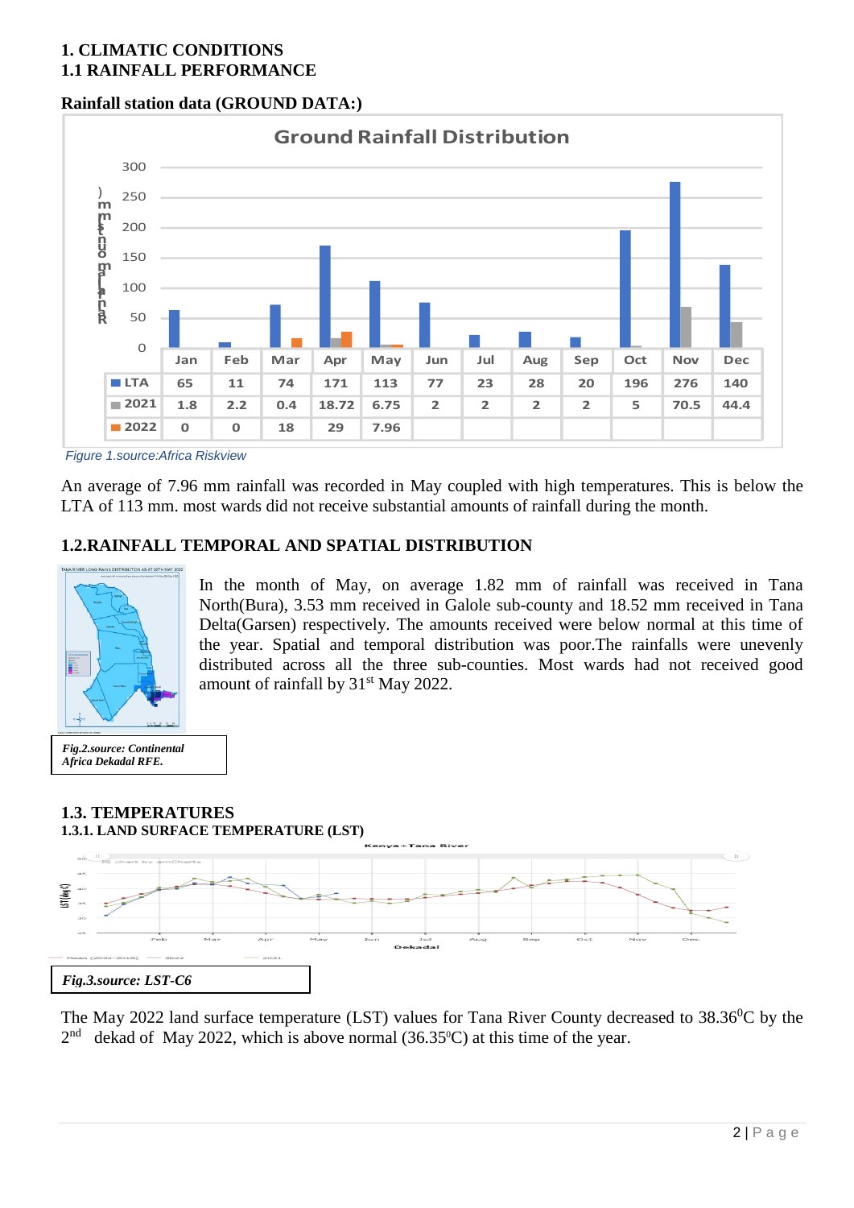# 1. CLIMATIC CONDITIONS

## 1.1 RAINFALL PERFORMANCE

**Rainfall station data (GROUND DATA:)**

**Ground Rainfall Distribution**

| | Jan | Feb | Mar | Apr | May | Jun | Jul | Aug | Sep | Oct | Nov | Dec |
|---|---|---|---|---|---|---|---|---|---|---|---|---|
| LTA | 65 | 11 | 74 | 171 | 113 | 77 | 23 | 28 | 20 | 196 | 276 | 140 |
| 2021 | 1.8 | 2.2 | 0.4 | 18.72 | 6.75 | 2 | 2 | 2 | 2 | 5 | 70.5 | 44.4 |
| 2022 | 0 | 0 | 18 | 29 | 7.96 | | | | | | | |

*Figure 1.source:Africa Riskview*

An average of 7.96 mm rainfall was recorded in May coupled with high temperatures. This is below the LTA of 113 mm. most wards did not receive substantial amounts of rainfall during the month.

## 1.2.RAINFALL TEMPORAL AND SPATIAL DISTRIBUTION

In the month of May, on average 1.82 mm of rainfall was received in Tana North(Bura), 3.53 mm received in Galole sub-county and 18.52 mm received in Tana Delta(Garsen) respectively. The amounts received were below normal at this time of the year. Spatial and temporal distribution was poor.The rainfalls were unevenly distributed across all the three sub-counties. Most wards had not received good amount of rainfall by 31st May 2022.

***Fig.2.source: Continental Africa Dekadal RFE.***

## 1.3. TEMPERATURES

### 1.3.1. LAND SURFACE TEMPERATURE (LST)

***Fig.3.source: LST-C6***

The May 2022 land surface temperature (LST) values for Tana River County decreased to 38.36$^{0}$C by the 2nd dekad of May 2022, which is above normal (36.35$^{0}$C) at this time of the year.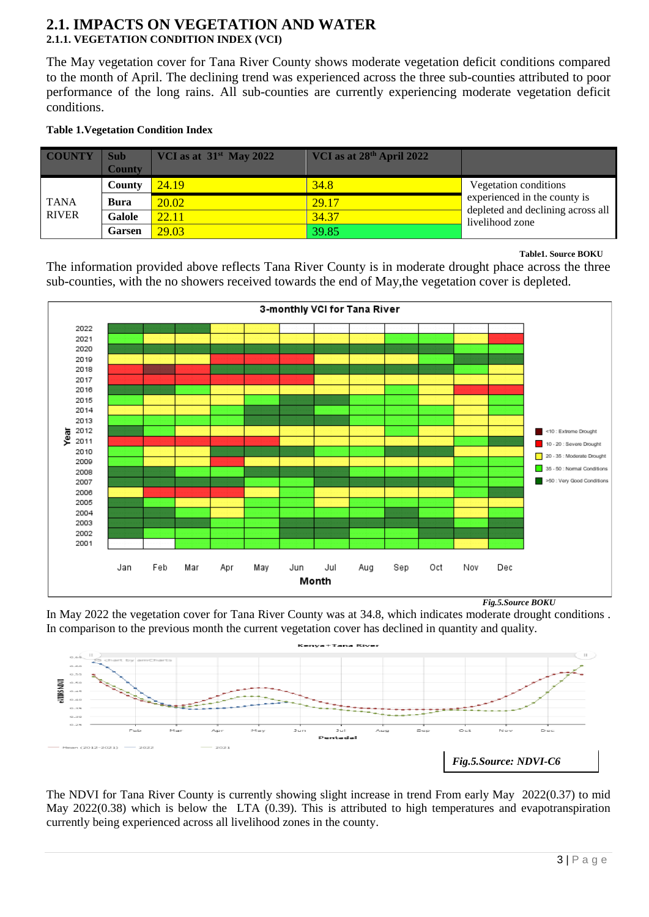## 2.1. IMPACTS ON VEGETATION AND WATER

### 2.1.1. VEGETATION CONDITION INDEX (VCI)

The May vegetation cover for Tana River County shows moderate vegetation deficit conditions compared to the month of April. The declining trend was experienced across the three sub-counties attributed to poor performance of the long rains. All sub-counties are currently experiencing moderate vegetation deficit conditions.

**Table 1.Vegetation Condition Index**

| COUNTY | Sub County | VCI as at 31st May 2022 | VCI as at 28th April 2022 | |
|---|---|---|---|---|
| TANA RIVER | County | 24.19 | 34.8 | Vegetation conditions experienced in the county is depleted and declining across all livelihood zone |
| | Bura | 20.02 | 29.17 | |
| | Galole | 22.11 | 34.37 | |
| | Garsen | 29.03 | 39.85 | |

**Table1. Source BOKU**

The information provided above reflects Tana River County is in moderate drought phace across the three sub-counties, with the no showers received towards the end of May,the vegetation cover is depleted.

*Fig.5.Source BOKU*

In May 2022 the vegetation cover for Tana River County was at 34.8, which indicates moderate drought conditions . In comparison to the previous month the current vegetation cover has declined in quantity and quality.

*Fig.5.Source: NDVI-C6*

The NDVI for Tana River County is currently showing slight increase in trend From early May 2022(0.37) to mid May 2022(0.38) which is below the LTA (0.39). This is attributed to high temperatures and evapotranspiration currently being experienced across all livelihood zones in the county.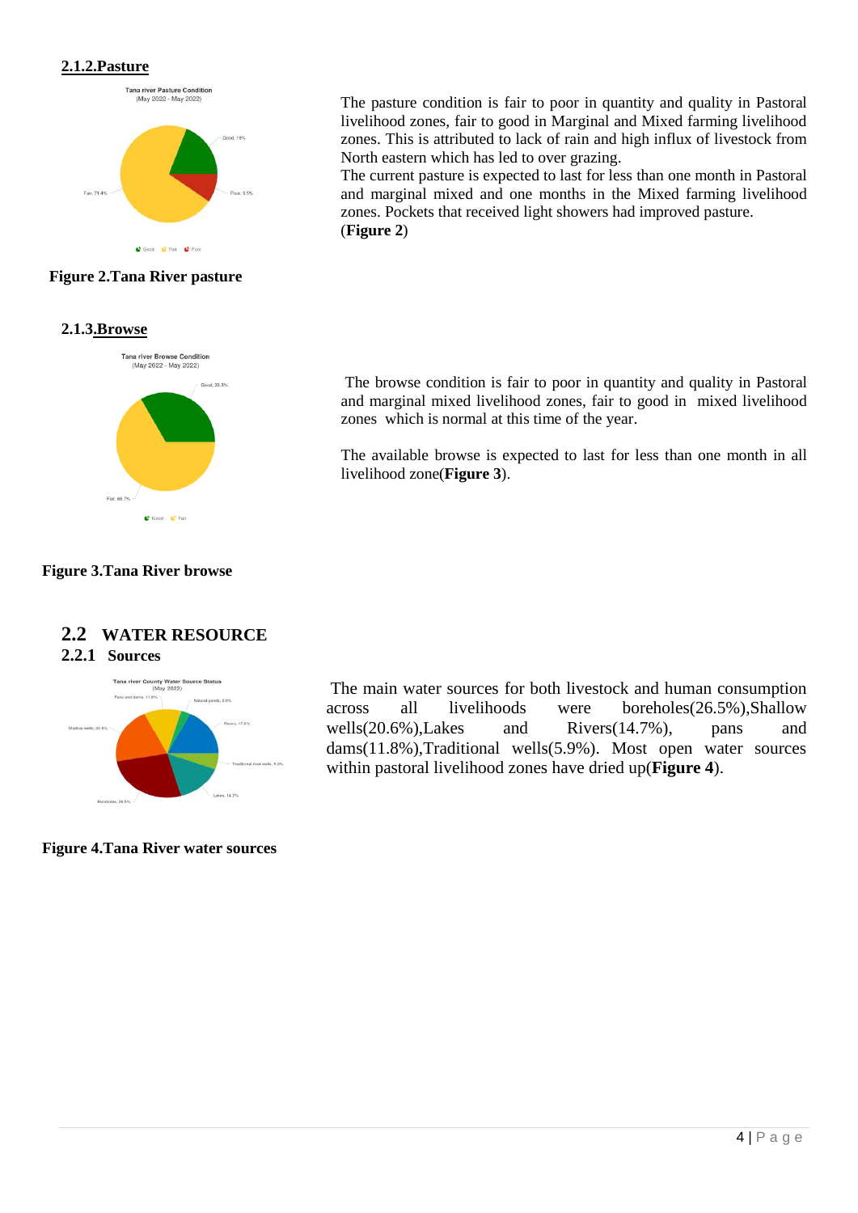### 2.1.2.Pasture

The pasture condition is fair to poor in quantity and quality in Pastoral livelihood zones, fair to good in Marginal and Mixed farming livelihood zones. This is attributed to lack of rain and high influx of livestock from North eastern which has led to over grazing.

The current pasture is expected to last for less than one month in Pastoral and marginal mixed and one months in the Mixed farming livelihood zones. Pockets that received light showers had improved pasture. (**Figure 2**)

**Figure 2.Tana River pasture**

### 2.1.3.Browse

The browse condition is fair to poor in quantity and quality in Pastoral and marginal mixed livelihood zones, fair to good in mixed livelihood zones which is normal at this time of the year.

The available browse is expected to last for less than one month in all livelihood zone(**Figure 3**).

**Figure 3.Tana River browse**

## 2.2 WATER RESOURCE

### 2.2.1 Sources

The main water sources for both livestock and human consumption across all livelihoods were boreholes(26.5%),Shallow wells(20.6%),Lakes and Rivers(14.7%), pans and dams(11.8%),Traditional wells(5.9%). Most open water sources within pastoral livelihood zones have dried up(**Figure 4**).

**Figure 4.Tana River water sources**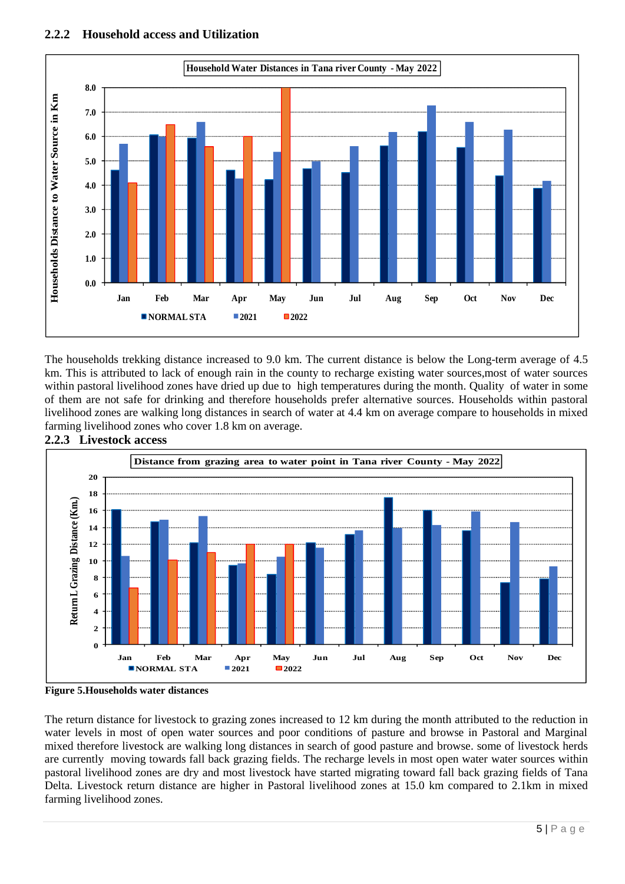### 2.2.2 Household access and Utilization

The households trekking distance increased to 9.0 km. The current distance is below the Long-term average of 4.5 km. This is attributed to lack of enough rain in the county to recharge existing water sources,most of water sources within pastoral livelihood zones have dried up due to high temperatures during the month. Quality of water in some of them are not safe for drinking and therefore households prefer alternative sources. Households within pastoral livelihood zones are walking long distances in search of water at 4.4 km on average compare to households in mixed farming livelihood zones who cover 1.8 km on average.

### 2.2.3 Livestock access

**Figure 5.Households water distances**

The return distance for livestock to grazing zones increased to 12 km during the month attributed to the reduction in water levels in most of open water sources and poor conditions of pasture and browse in Pastoral and Marginal mixed therefore livestock are walking long distances in search of good pasture and browse. some of livestock herds are currently moving towards fall back grazing fields. The recharge levels in most open water water sources within pastoral livelihood zones are dry and most livestock have started migrating toward fall back grazing fields of Tana Delta. Livestock return distance are higher in Pastoral livelihood zones at 15.0 km compared to 2.1km in mixed farming livelihood zones.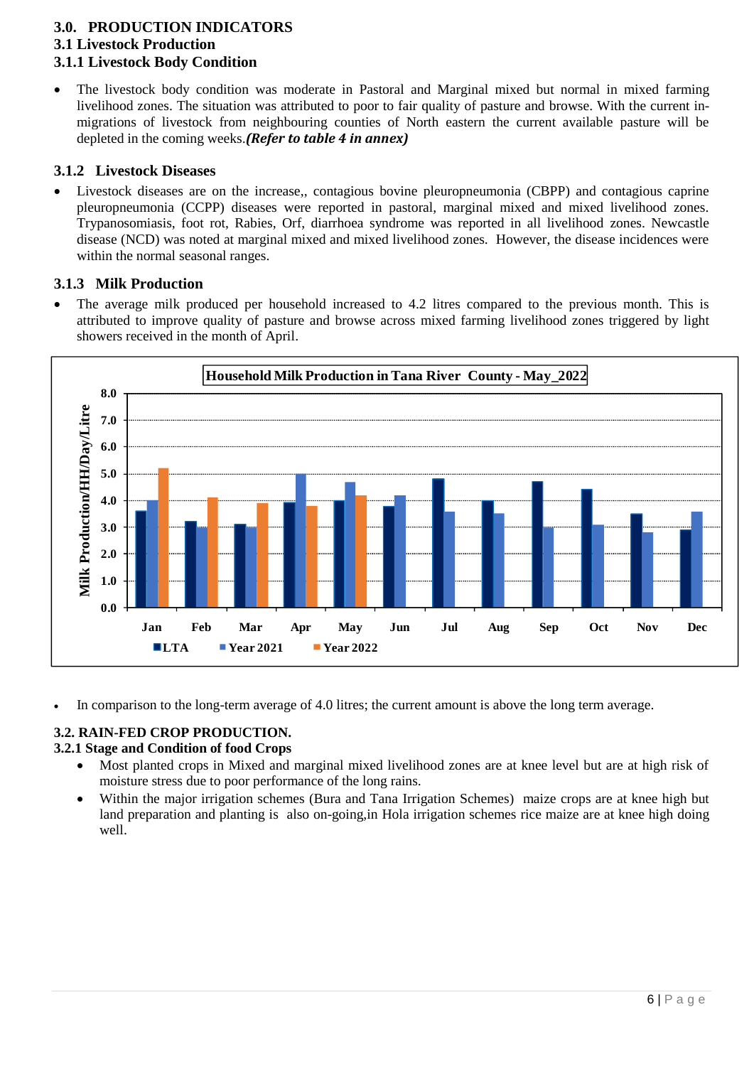# 3.0. PRODUCTION INDICATORS

## 3.1 Livestock Production

### 3.1.1 Livestock Body Condition

- The livestock body condition was moderate in Pastoral and Marginal mixed but normal in mixed farming livelihood zones. The situation was attributed to poor to fair quality of pasture and browse. With the current in-migrations of livestock from neighbouring counties of North eastern the current available pasture will be depleted in the coming weeks.***(Refer to table 4 in annex)***

### 3.1.2 Livestock Diseases

- Livestock diseases are on the increase,, contagious bovine pleuropneumonia (CBPP) and contagious caprine pleuropneumonia (CCPP) diseases were reported in pastoral, marginal mixed and mixed livelihood zones. Trypanosomiasis, foot rot, Rabies, Orf, diarrhoea syndrome was reported in all livelihood zones. Newcastle disease (NCD) was noted at marginal mixed and mixed livelihood zones. However, the disease incidences were within the normal seasonal ranges.

### 3.1.3 Milk Production

- The average milk produced per household increased to 4.2 litres compared to the previous month. This is attributed to improve quality of pasture and browse across mixed farming livelihood zones triggered by light showers received in the month of April.

**Household Milk Production in Tana River County - May_2022**

| Month | LTA | Year 2021 | Year 2022 |
|---|---|---|---|
| Jan | 3.6 | 4.0 | 5.2 |
| Feb | 3.2 | 3.0 | 4.1 |
| Mar | 3.1 | 3.0 | 3.9 |
| Apr | 3.9 | 5.0 | 3.8 |
| May | 4.0 | 4.7 | 4.2 |
| Jun | 3.8 | 4.2 | |
| Jul | 4.8 | 3.6 | |
| Aug | 4.0 | 3.5 | |
| Sep | 4.7 | 3.0 | |
| Oct | 4.4 | 3.1 | |
| Nov | 3.5 | 2.8 | |
| Dec | 2.9 | 3.6 | |

- In comparison to the long-term average of 4.0 litres; the current amount is above the long term average.

## 3.2. RAIN-FED CROP PRODUCTION.

### 3.2.1 Stage and Condition of food Crops

- Most planted crops in Mixed and marginal mixed livelihood zones are at knee level but are at high risk of moisture stress due to poor performance of the long rains.
- Within the major irrigation schemes (Bura and Tana Irrigation Schemes) maize crops are at knee high but land preparation and planting is also on-going,in Hola irrigation schemes rice maize are at knee high doing well.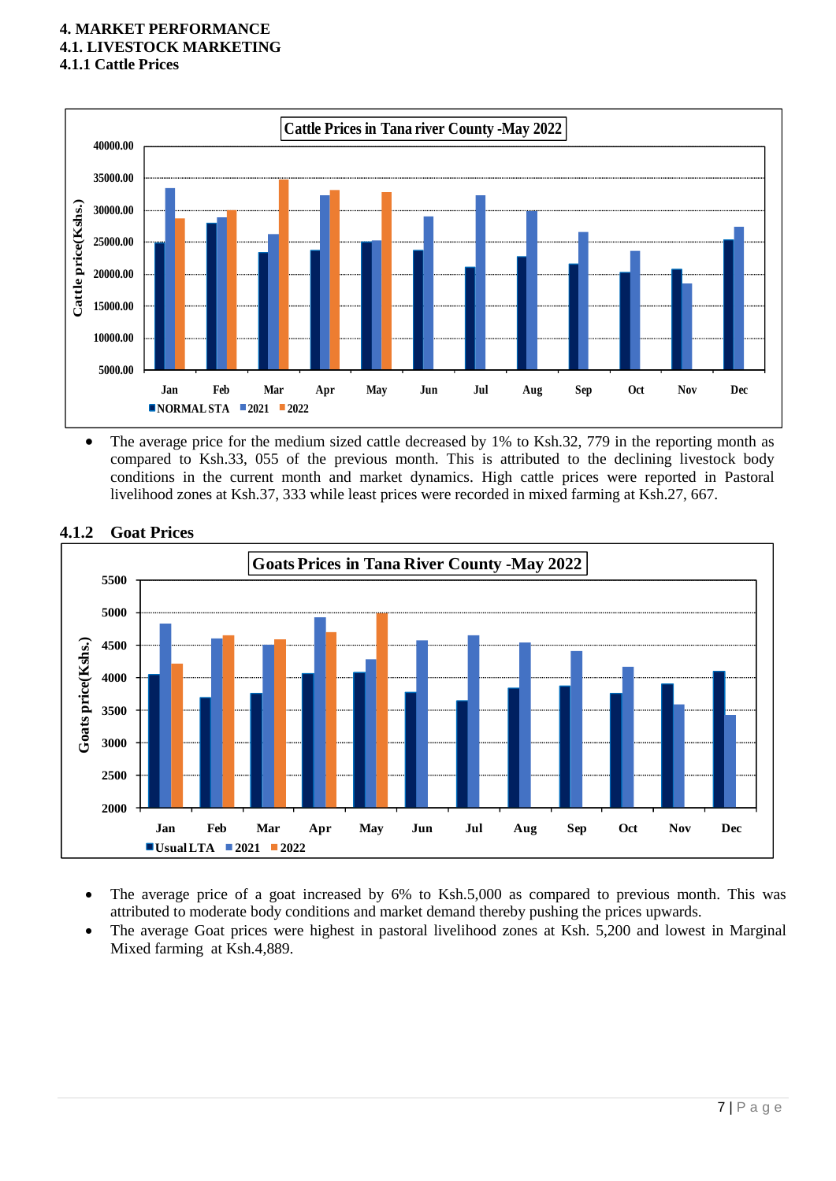# 4. MARKET PERFORMANCE

## 4.1. LIVESTOCK MARKETING

### 4.1.1 Cattle Prices

- The average price for the medium sized cattle decreased by 1% to Ksh.32, 779 in the reporting month as compared to Ksh.33, 055 of the previous month. This is attributed to the declining livestock body conditions in the current month and market dynamics. High cattle prices were reported in Pastoral livelihood zones at Ksh.37, 333 while least prices were recorded in mixed farming at Ksh.27, 667.

### 4.1.2 Goat Prices

- The average price of a goat increased by 6% to Ksh.5,000 as compared to previous month. This was attributed to moderate body conditions and market demand thereby pushing the prices upwards.
- The average Goat prices were highest in pastoral livelihood zones at Ksh. 5,200 and lowest in Marginal Mixed farming at Ksh.4,889.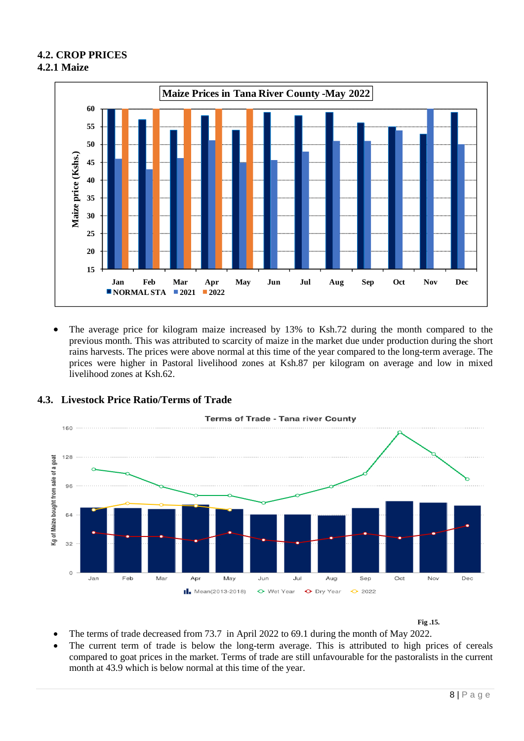### 4.2. CROP PRICES

#### 4.2.1 Maize

- The average price for kilogram maize increased by 13% to Ksh.72 during the month compared to the previous month. This was attributed to scarcity of maize in the market due under production during the short rains harvests. The prices were above normal at this time of the year compared to the long-term average. The prices were higher in Pastoral livelihood zones at Ksh.87 per kilogram on average and low in mixed livelihood zones at Ksh.62.

### 4.3. Livestock Price Ratio/Terms of Trade

Fig .15.

- The terms of trade decreased from 73.7 in April 2022 to 69.1 during the month of May 2022.
- The current term of trade is below the long-term average. This is attributed to high prices of cereals compared to goat prices in the market. Terms of trade are still unfavourable for the pastoralists in the current month at 43.9 which is below normal at this time of the year.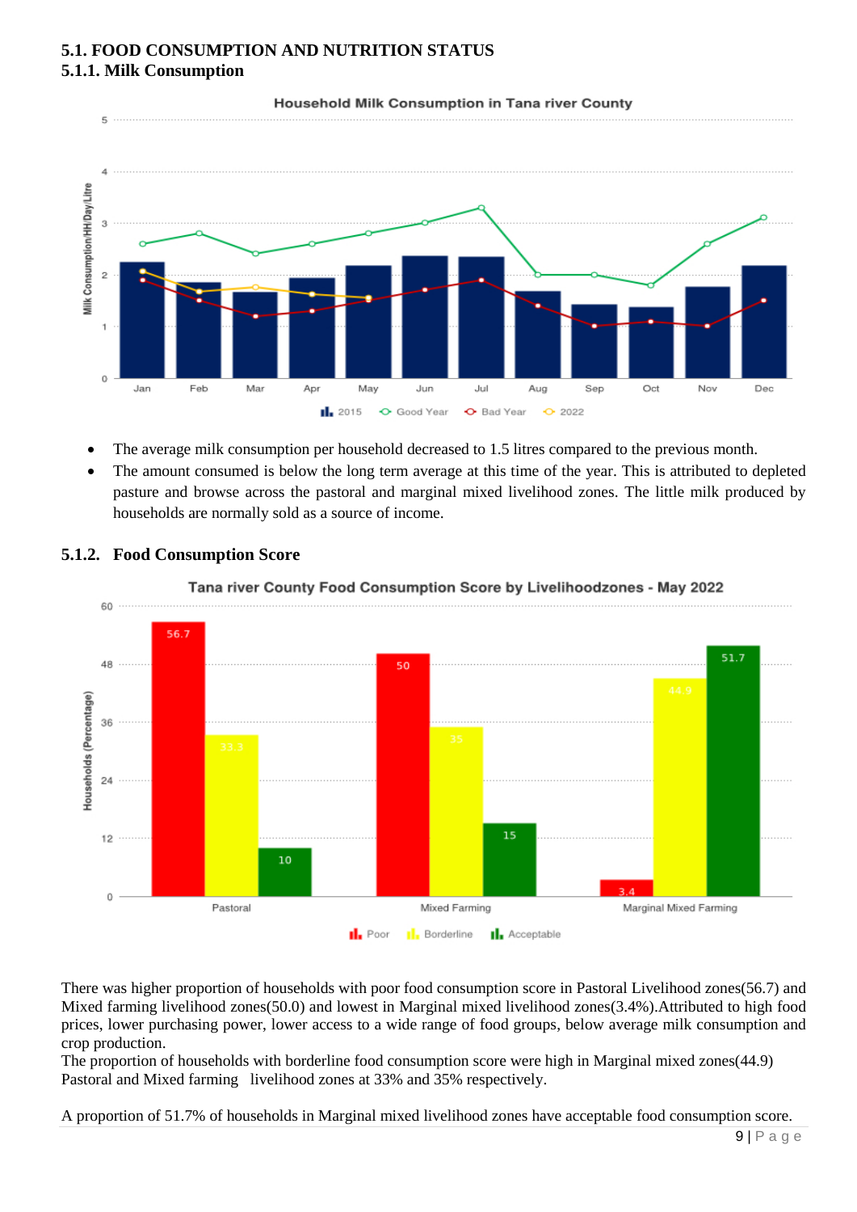## 5.1. FOOD CONSUMPTION AND NUTRITION STATUS

### 5.1.1. Milk Consumption

- The average milk consumption per household decreased to 1.5 litres compared to the previous month.
- The amount consumed is below the long term average at this time of the year. This is attributed to depleted pasture and browse across the pastoral and marginal mixed livelihood zones. The little milk produced by households are normally sold as a source of income.

### 5.1.2. Food Consumption Score

There was higher proportion of households with poor food consumption score in Pastoral Livelihood zones(56.7) and Mixed farming livelihood zones(50.0) and lowest in Marginal mixed livelihood zones(3.4%).Attributed to high food prices, lower purchasing power, lower access to a wide range of food groups, below average milk consumption and crop production.

The proportion of households with borderline food consumption score were high in Marginal mixed zones(44.9) Pastoral and Mixed farming livelihood zones at 33% and 35% respectively.

A proportion of 51.7% of households in Marginal mixed livelihood zones have acceptable food consumption score.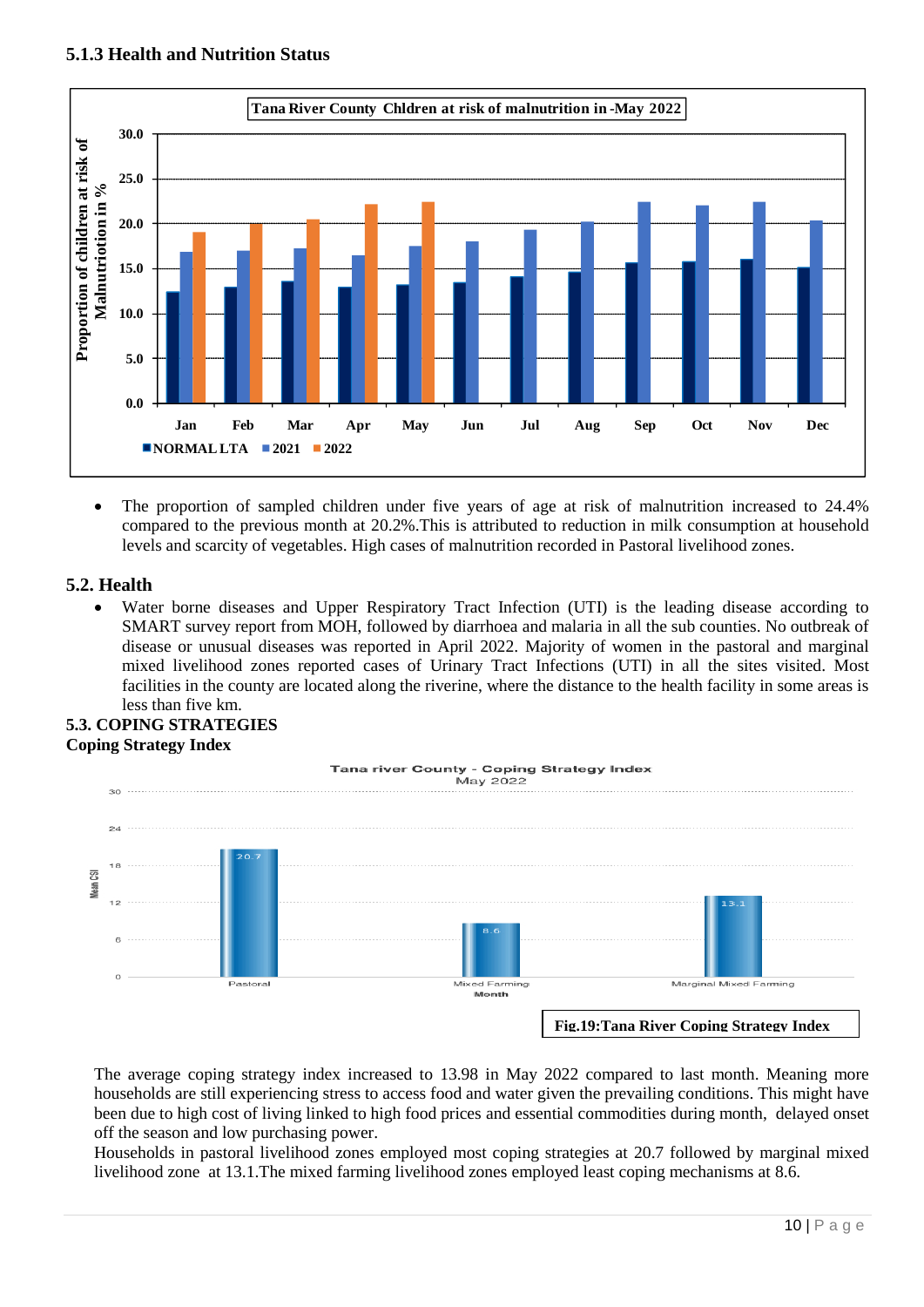### 5.1.3 Health and Nutrition Status

- The proportion of sampled children under five years of age at risk of malnutrition increased to 24.4% compared to the previous month at 20.2%.This is attributed to reduction in milk consumption at household levels and scarcity of vegetables. High cases of malnutrition recorded in Pastoral livelihood zones.

## 5.2. Health

- Water borne diseases and Upper Respiratory Tract Infection (UTI) is the leading disease according to SMART survey report from MOH, followed by diarrhoea and malaria in all the sub counties. No outbreak of disease or unusual diseases was reported in April 2022. Majority of women in the pastoral and marginal mixed livelihood zones reported cases of Urinary Tract Infections (UTI) in all the sites visited. Most facilities in the county are located along the riverine, where the distance to the health facility in some areas is less than five km.

## 5.3. COPING STRATEGIES

**Coping Strategy Index**

Fig.19:Tana River Coping Strategy Index

The average coping strategy index increased to 13.98 in May 2022 compared to last month. Meaning more households are still experiencing stress to access food and water given the prevailing conditions. This might have been due to high cost of living linked to high food prices and essential commodities during month, delayed onset off the season and low purchasing power.

Households in pastoral livelihood zones employed most coping strategies at 20.7 followed by marginal mixed livelihood zone at 13.1.The mixed farming livelihood zones employed least coping mechanisms at 8.6.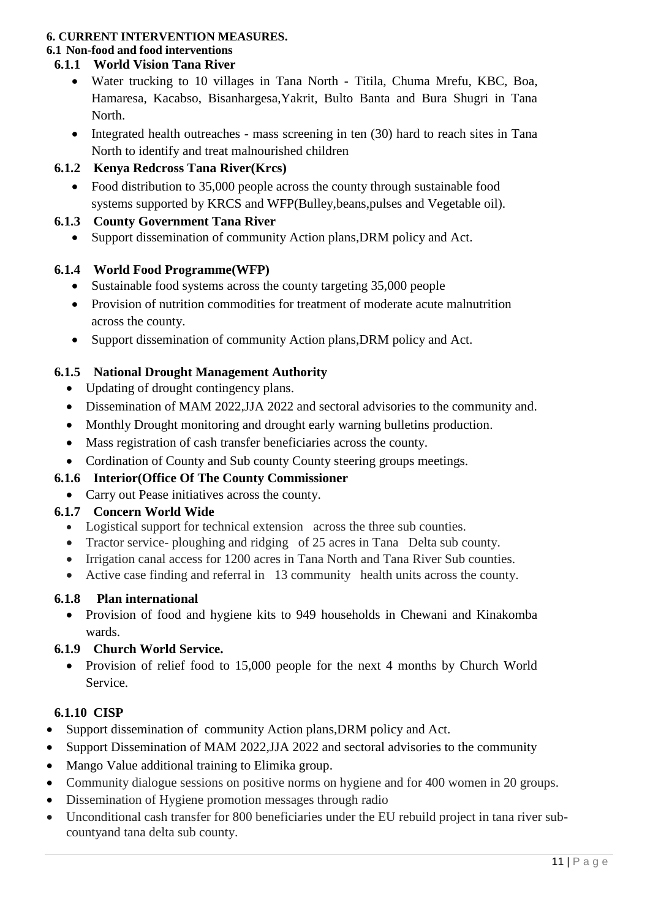## 6. CURRENT INTERVENTION MEASURES.

### 6.1 Non-food and food interventions

#### 6.1.1 World Vision Tana River

- Water trucking to 10 villages in Tana North - Titila, Chuma Mrefu, KBC, Boa, Hamaresa, Kacabso, Bisanhargesa,Yakrit, Bulto Banta and Bura Shugri in Tana North.
- Integrated health outreaches - mass screening in ten (30) hard to reach sites in Tana North to identify and treat malnourished children

#### 6.1.2 Kenya Redcross Tana River(Krcs)

- Food distribution to 35,000 people across the county through sustainable food systems supported by KRCS and WFP(Bulley,beans,pulses and Vegetable oil).

#### 6.1.3 County Government Tana River

- Support dissemination of community Action plans,DRM policy and Act.

#### 6.1.4 World Food Programme(WFP)

- Sustainable food systems across the county targeting 35,000 people
- Provision of nutrition commodities for treatment of moderate acute malnutrition across the county.
- Support dissemination of community Action plans,DRM policy and Act.

#### 6.1.5 National Drought Management Authority

- Updating of drought contingency plans.
- Dissemination of MAM 2022,JJA 2022 and sectoral advisories to the community and.
- Monthly Drought monitoring and drought early warning bulletins production.
- Mass registration of cash transfer beneficiaries across the county.
- Cordination of County and Sub county County steering groups meetings.

#### 6.1.6 Interior(Office Of The County Commissioner

- Carry out Pease initiatives across the county.

#### 6.1.7 Concern World Wide

- Logistical support for technical extension across the three sub counties.
- Tractor service- ploughing and ridging of 25 acres in Tana Delta sub county.
- Irrigation canal access for 1200 acres in Tana North and Tana River Sub counties.
- Active case finding and referral in 13 community health units across the county.

#### 6.1.8 Plan international

- Provision of food and hygiene kits to 949 households in Chewani and Kinakomba wards.

#### 6.1.9 Church World Service.

- Provision of relief food to 15,000 people for the next 4 months by Church World Service.

#### 6.1.10 CISP

- Support dissemination of community Action plans,DRM policy and Act.
- Support Dissemination of MAM 2022,JJA 2022 and sectoral advisories to the community
- Mango Value additional training to Elimika group.
- Community dialogue sessions on positive norms on hygiene and for 400 women in 20 groups.
- Dissemination of Hygiene promotion messages through radio
- Unconditional cash transfer for 800 beneficiaries under the EU rebuild project in tana river sub-countyand tana delta sub county.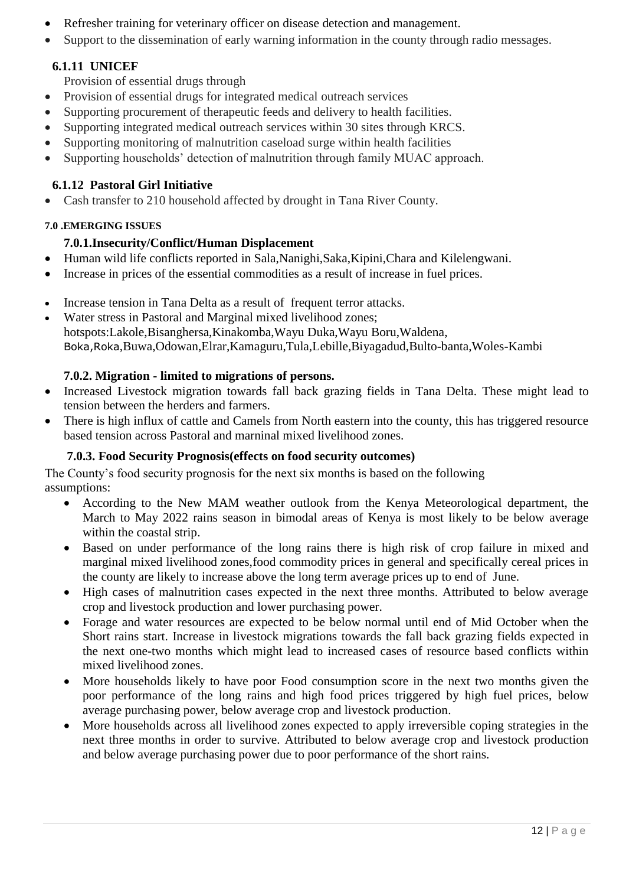- Refresher training for veterinary officer on disease detection and management.
- Support to the dissemination of early warning information in the county through radio messages.

### 6.1.11 UNICEF

Provision of essential drugs through

- Provision of essential drugs for integrated medical outreach services
- Supporting procurement of therapeutic feeds and delivery to health facilities.
- Supporting integrated medical outreach services within 30 sites through KRCS.
- Supporting monitoring of malnutrition caseload surge within health facilities
- Supporting households' detection of malnutrition through family MUAC approach.

### 6.1.12 Pastoral Girl Initiative

- Cash transfer to 210 household affected by drought in Tana River County.

## 7.0 .EMERGING ISSUES

### 7.0.1.Insecurity/Conflict/Human Displacement

- Human wild life conflicts reported in Sala,Nanighi,Saka,Kipini,Chara and Kilelengwani.
- Increase in prices of the essential commodities as a result of increase in fuel prices.
- Increase tension in Tana Delta as a result of frequent terror attacks.
- Water stress in Pastoral and Marginal mixed livelihood zones; hotspots:Lakole,Bisanghersa,Kinakomba,Wayu Duka,Wayu Boru,Waldena, Boka,Roka,Buwa,Odowan,Elrar,Kamaguru,Tula,Lebille,Biyagadud,Bulto-banta,Woles-Kambi

### 7.0.2. Migration - limited to migrations of persons.

- Increased Livestock migration towards fall back grazing fields in Tana Delta. These might lead to tension between the herders and farmers.
- There is high influx of cattle and Camels from North eastern into the county, this has triggered resource based tension across Pastoral and marninal mixed livelihood zones.

### 7.0.3. Food Security Prognosis(effects on food security outcomes)

The County's food security prognosis for the next six months is based on the following assumptions:

- According to the New MAM weather outlook from the Kenya Meteorological department, the March to May 2022 rains season in bimodal areas of Kenya is most likely to be below average within the coastal strip.
- Based on under performance of the long rains there is high risk of crop failure in mixed and marginal mixed livelihood zones,food commodity prices in general and specifically cereal prices in the county are likely to increase above the long term average prices up to end of June.
- High cases of malnutrition cases expected in the next three months. Attributed to below average crop and livestock production and lower purchasing power.
- Forage and water resources are expected to be below normal until end of Mid October when the Short rains start. Increase in livestock migrations towards the fall back grazing fields expected in the next one-two months which might lead to increased cases of resource based conflicts within mixed livelihood zones.
- More households likely to have poor Food consumption score in the next two months given the poor performance of the long rains and high food prices triggered by high fuel prices, below average purchasing power, below average crop and livestock production.
- More households across all livelihood zones expected to apply irreversible coping strategies in the next three months in order to survive. Attributed to below average crop and livestock production and below average purchasing power due to poor performance of the short rains.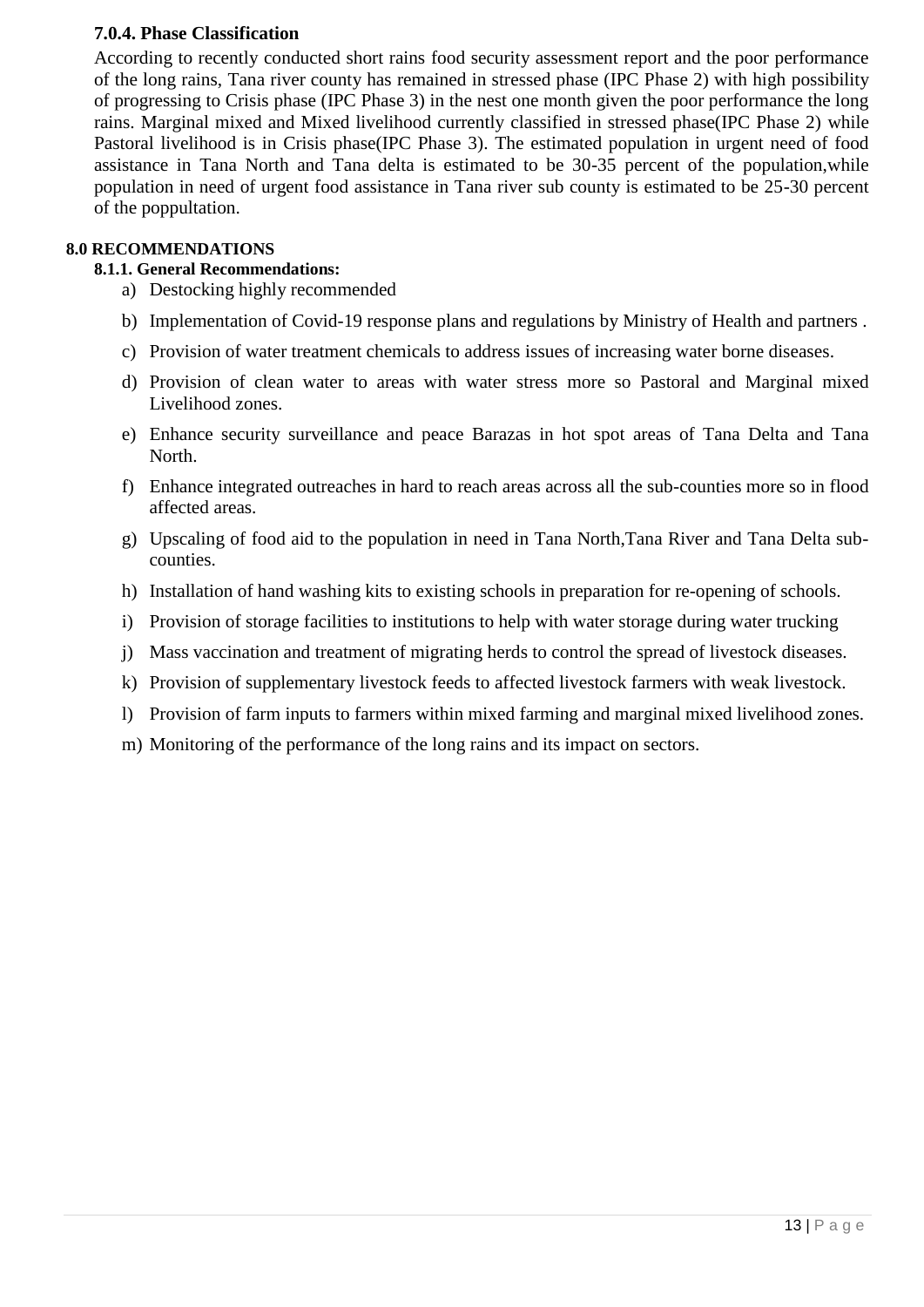### 7.0.4. Phase Classification

According to recently conducted short rains food security assessment report and the poor performance of the long rains, Tana river county has remained in stressed phase (IPC Phase 2) with high possibility of progressing to Crisis phase (IPC Phase 3) in the nest one month given the poor performance the long rains. Marginal mixed and Mixed livelihood currently classified in stressed phase(IPC Phase 2) while Pastoral livelihood is in Crisis phase(IPC Phase 3). The estimated population in urgent need of food assistance in Tana North and Tana delta is estimated to be 30-35 percent of the population,while population in need of urgent food assistance in Tana river sub county is estimated to be 25-30 percent of the poppultation.

## 8.0 RECOMMENDATIONS

### 8.1.1. General Recommendations:

a) Destocking highly recommended
b) Implementation of Covid-19 response plans and regulations by Ministry of Health and partners .
c) Provision of water treatment chemicals to address issues of increasing water borne diseases.
d) Provision of clean water to areas with water stress more so Pastoral and Marginal mixed Livelihood zones.
e) Enhance security surveillance and peace Barazas in hot spot areas of Tana Delta and Tana North.
f) Enhance integrated outreaches in hard to reach areas across all the sub-counties more so in flood affected areas.
g) Upscaling of food aid to the population in need in Tana North,Tana River and Tana Delta sub-counties.
h) Installation of hand washing kits to existing schools in preparation for re-opening of schools.
i) Provision of storage facilities to institutions to help with water storage during water trucking
j) Mass vaccination and treatment of migrating herds to control the spread of livestock diseases.
k) Provision of supplementary livestock feeds to affected livestock farmers with weak livestock.
l) Provision of farm inputs to farmers within mixed farming and marginal mixed livelihood zones.
m) Monitoring of the performance of the long rains and its impact on sectors.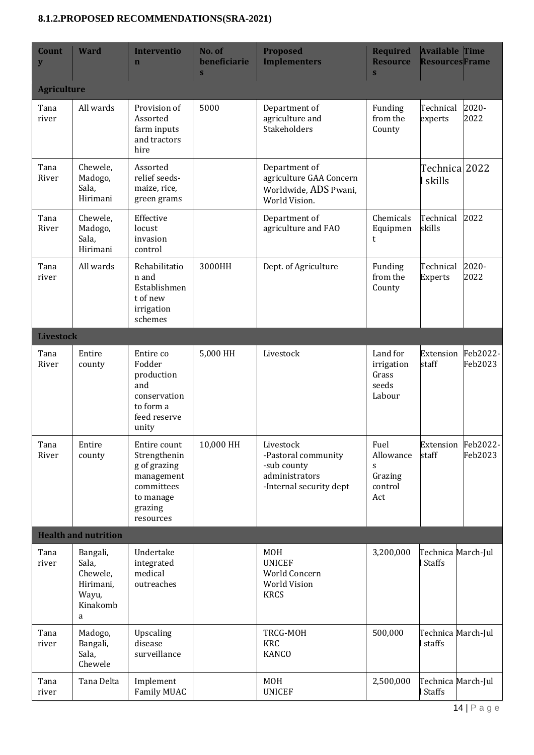### 8.1.2.PROPOSED RECOMMENDATIONS(SRA-2021)

| County | Ward | Intervention | No. of beneficiaries | Proposed Implementers | Required Resources | Available Resources | Time Frame |
|---|---|---|---|---|---|---|---|
| **Agriculture** | | | | | | | |
| Tana river | All wards | Provision of Assorted farm inputs and tractors hire | 5000 | Department of agriculture and Stakeholders | Funding from the County | Technical experts | 2020-2022 |
| Tana River | Chewele, Madogo, Sala, Hirimani | Assorted relief seeds-maize, rice, green grams | | Department of agriculture GAA Concern Worldwide, ADS Pwani, World Vision. | | Technical skills | 2022 |
| Tana River | Chewele, Madogo, Sala, Hirimani | Effective locust invasion control | | Department of agriculture and FAO | Chemicals Equipment | Technical skills | 2022 |
| Tana river | All wards | Rehabilitation and Establishment of new irrigation schemes | 3000HH | Dept. of Agriculture | Funding from the County | Technical Experts | 2020-2022 |
| **Livestock** | | | | | | | |
| Tana River | Entire county | Entire co Fodder production and conservation to form a feed reserve unity | 5,000 HH | Livestock | Land for irrigation Grass seeds Labour | Extension staff | Feb2022-Feb2023 |
| Tana River | Entire county | Entire count Strengthening of grazing management committees to manage grazing resources | 10,000 HH | Livestock -Pastoral community -sub county administrators -Internal security dept | Fuel Allowances Grazing control Act | Extension staff | Feb2022-Feb2023 |
| **Health and nutrition** | | | | | | | |
| Tana river | Bangali, Sala, Chewele, Hirimani, Wayu, Kinakomba | Undertake integrated medical outreaches | | MOH UNICEF World Concern World Vision KRCS | 3,200,000 | Technical Staffs | March-Jul |
| Tana river | Madogo, Bangali, Sala, Chewele | Upscaling disease surveillance | | TRCG-MOH KRC KANCO | 500,000 | Technical staffs | March-Jul |
| Tana river | Tana Delta | Implement Family MUAC | | MOH UNICEF | 2,500,000 | Technical Staffs | March-Jul |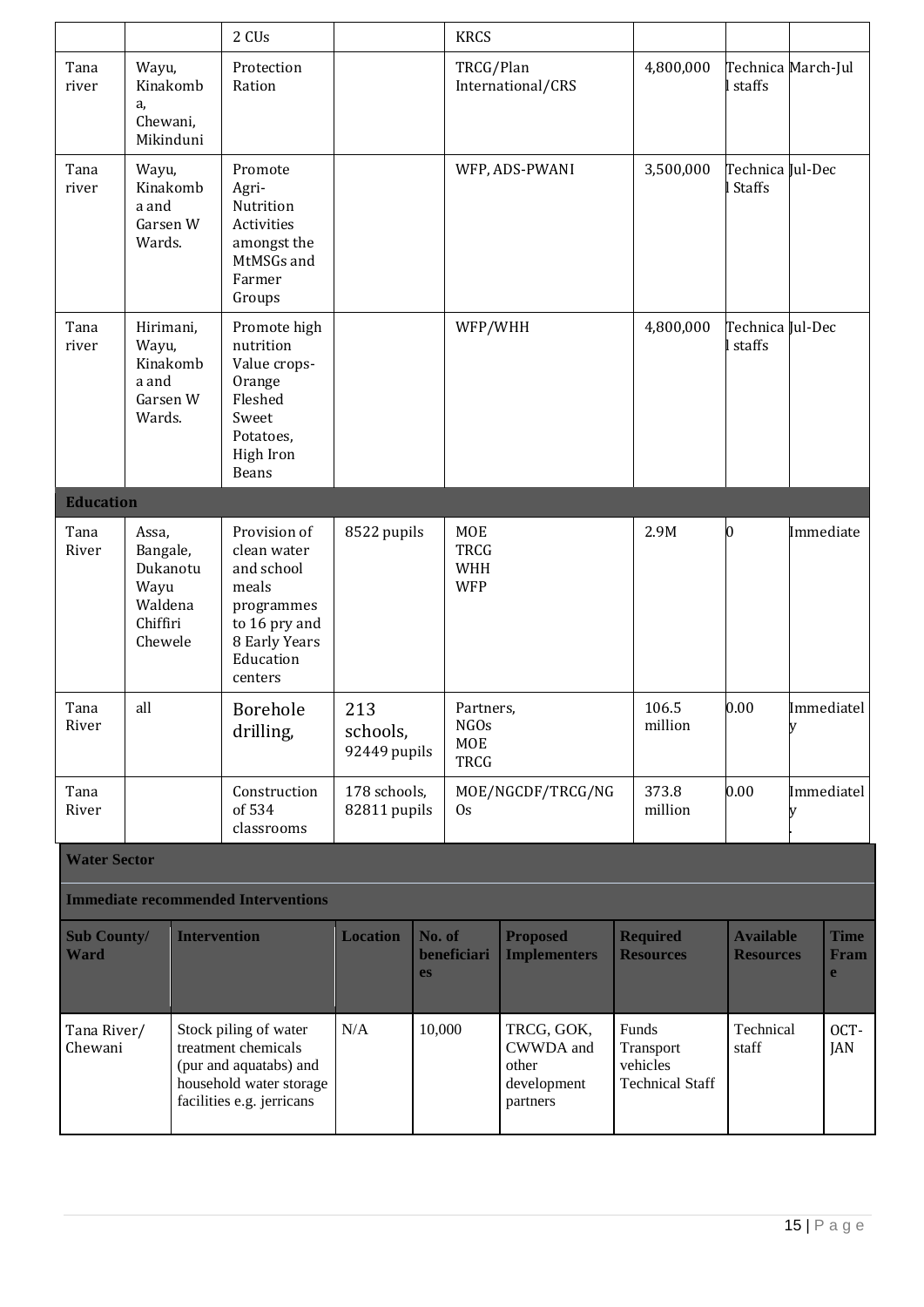| | | 2 CUs | | KRCS | | | |
|---|---|---|---|---|---|---|---|
| Tana river | Wayu, Kinakomba, Chewani, Mikinduni | Protection Ration | | TRCG/Plan International/CRS | 4,800,000 | Technical staffs | March-Jul |
| Tana river | Wayu, Kinakomba and Garsen W Wards. | Promote Agri-Nutrition Activities amongst the MtMSGs and Farmer Groups | | WFP, ADS-PWANI | 3,500,000 | Technical Staffs | Jul-Dec |
| Tana river | Hirimani, Wayu, Kinakomba and Garsen W Wards. | Promote high nutrition Value crops-Orange Fleshed Sweet Potatoes, High Iron Beans | | WFP/WHH | 4,800,000 | Technical staffs | Jul-Dec |
| **Education** | | | | | | | |
| Tana River | Assa, Bangale, Dukanotu Wayu Waldena Chiffiri Chewele | Provision of clean water and school meals programmes to 16 pry and 8 Early Years Education centers | 8522 pupils | MOE TRCG WHH WFP | 2.9M | 0 | Immediate |
| Tana River | all | Borehole drilling, | 213 schools, 92449 pupils | Partners, NGOs MOE TRCG | 106.5 million | 0.00 | Immediately |
| Tana River | | Construction of 534 classrooms | 178 schools, 82811 pupils | MOE/NGCDF/TRCG/NGOs | 373.8 million | 0.00 | Immediately |

**Water Sector**

**Immediate recommended Interventions**

| Sub County/ Ward | Intervention | Location | No. of beneficiaries | Proposed Implementers | Required Resources | Available Resources | Time Frame |
|---|---|---|---|---|---|---|---|
| Tana River/ Chewani | Stock piling of water treatment chemicals (pur and aquatabs) and household water storage facilities e.g. jerricans | N/A | 10,000 | TRCG, GOK, CWWDA and other development partners | Funds Transport vehicles Technical Staff | Technical staff | OCT-JAN |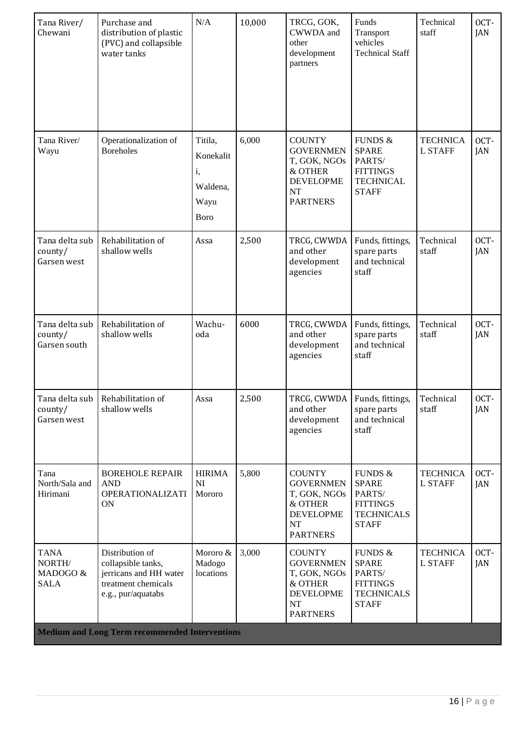| Tana River/ Chewani | Purchase and distribution of plastic (PVC) and collapsible water tanks | N/A | 10,000 | TRCG, GOK, CWWDA and other development partners | Funds Transport vehicles Technical Staff | Technical staff | OCT-JAN |
|---|---|---|---|---|---|---|---|
| Tana River/ Wayu | Operationalization of Boreholes | Titila, Konekaliti, Waldena, Wayu Boro | 6,000 | COUNTY GOVERNMENT, GOK, NGOs & OTHER DEVELOPMENT PARTNERS | FUNDS & SPARE PARTS/ FITTINGS TECHNICAL STAFF | TECHNICAL STAFF | OCT-JAN |
| Tana delta sub county/ Garsen west | Rehabilitation of shallow wells | Assa | 2,500 | TRCG, CWWDA and other development agencies | Funds, fittings, spare parts and technical staff | Technical staff | OCT-JAN |
| Tana delta sub county/ Garsen south | Rehabilitation of shallow wells | Wachu-oda | 6000 | TRCG, CWWDA and other development agencies | Funds, fittings, spare parts and technical staff | Technical staff | OCT-JAN |
| Tana delta sub county/ Garsen west | Rehabilitation of shallow wells | Assa | 2,500 | TRCG, CWWDA and other development agencies | Funds, fittings, spare parts and technical staff | Technical staff | OCT-JAN |
| Tana North/Sala and Hirimani | BOREHOLE REPAIR AND OPERATIONALIZATION | HIRIMANI Mororo | 5,800 | COUNTY GOVERNMENT, GOK, NGOs & OTHER DEVELOPMENT PARTNERS | FUNDS & SPARE PARTS/ FITTINGS TECHNICALS STAFF | TECHNICAL STAFF | OCT-JAN |
| TANA NORTH/ MADOGO & SALA | Distribution of collapsible tanks, jerricans and HH water treatment chemicals e.g., pur/aquatabs | Mororo & Madogo locations | 3,000 | COUNTY GOVERNMENT, GOK, NGOs & OTHER DEVELOPMENT PARTNERS | FUNDS & SPARE PARTS/ FITTINGS TECHNICALS STAFF | TECHNICAL STAFF | OCT-JAN |
| **Medium and Long Term recommended Interventions** | | | | | | | |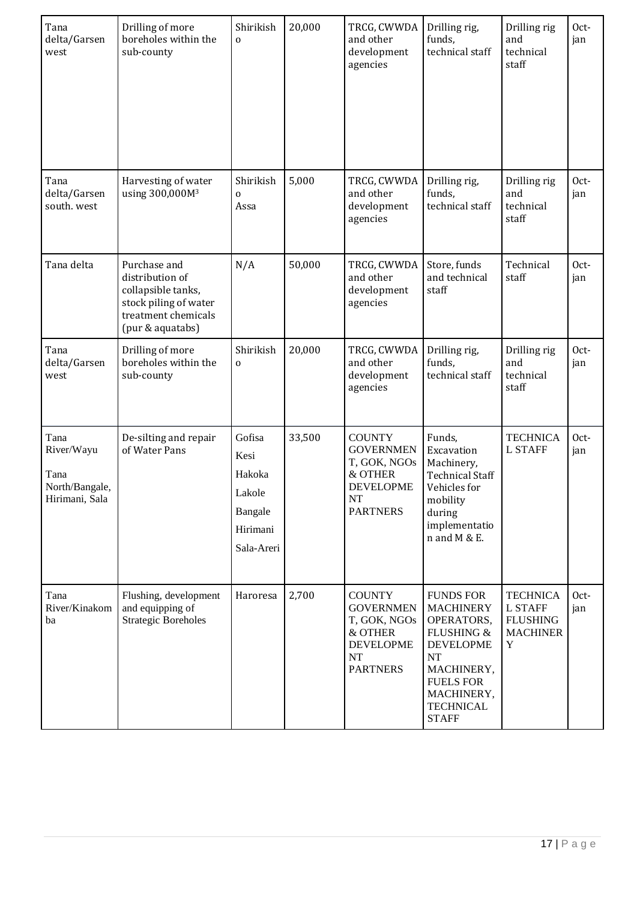| | | | | | | | |
|---|---|---|---|---|---|---|---|
| Tana delta/Garsen west | Drilling of more boreholes within the sub-county | Shirikisho | 20,000 | TRCG, CWWDA and other development agencies | Drilling rig, funds, technical staff | Drilling rig and technical staff | Oct-jan |
| Tana delta/Garsen south. west | Harvesting of water using 300,000M³ | Shirikisho Assa | 5,000 | TRCG, CWWDA and other development agencies | Drilling rig, funds, technical staff | Drilling rig and technical staff | Oct-jan |
| Tana delta | Purchase and distribution of collapsible tanks, stock piling of water treatment chemicals (pur & aquatabs) | N/A | 50,000 | TRCG, CWWDA and other development agencies | Store, funds and technical staff | Technical staff | Oct-jan |
| Tana delta/Garsen west | Drilling of more boreholes within the sub-county | Shirikisho | 20,000 | TRCG, CWWDA and other development agencies | Drilling rig, funds, technical staff | Drilling rig and technical staff | Oct-jan |
| Tana River/Wayu Tana North/Bangale, Hirimani, Sala | De-silting and repair of Water Pans | Gofisa Kesi Hakoka Lakole Bangale Hirimani Sala-Areri | 33,500 | COUNTY GOVERNMENT, GOK, NGOs & OTHER DEVELOPMENT PARTNERS | Funds, Excavation Machinery, Technical Staff Vehicles for mobility during implementation and M & E. | TECHNICAL STAFF | Oct-jan |
| Tana River/Kinakomba | Flushing, development and equipping of Strategic Boreholes | Haroresa | 2,700 | COUNTY GOVERNMENT, GOK, NGOs & OTHER DEVELOPMENT PARTNERS | FUNDS FOR MACHINERY OPERATORS, FLUSHING & DEVELOPMENT MACHINERY, FUELS FOR MACHINERY, TECHNICAL STAFF | TECHNICAL STAFF FLUSHING MACHINERY | Oct-jan |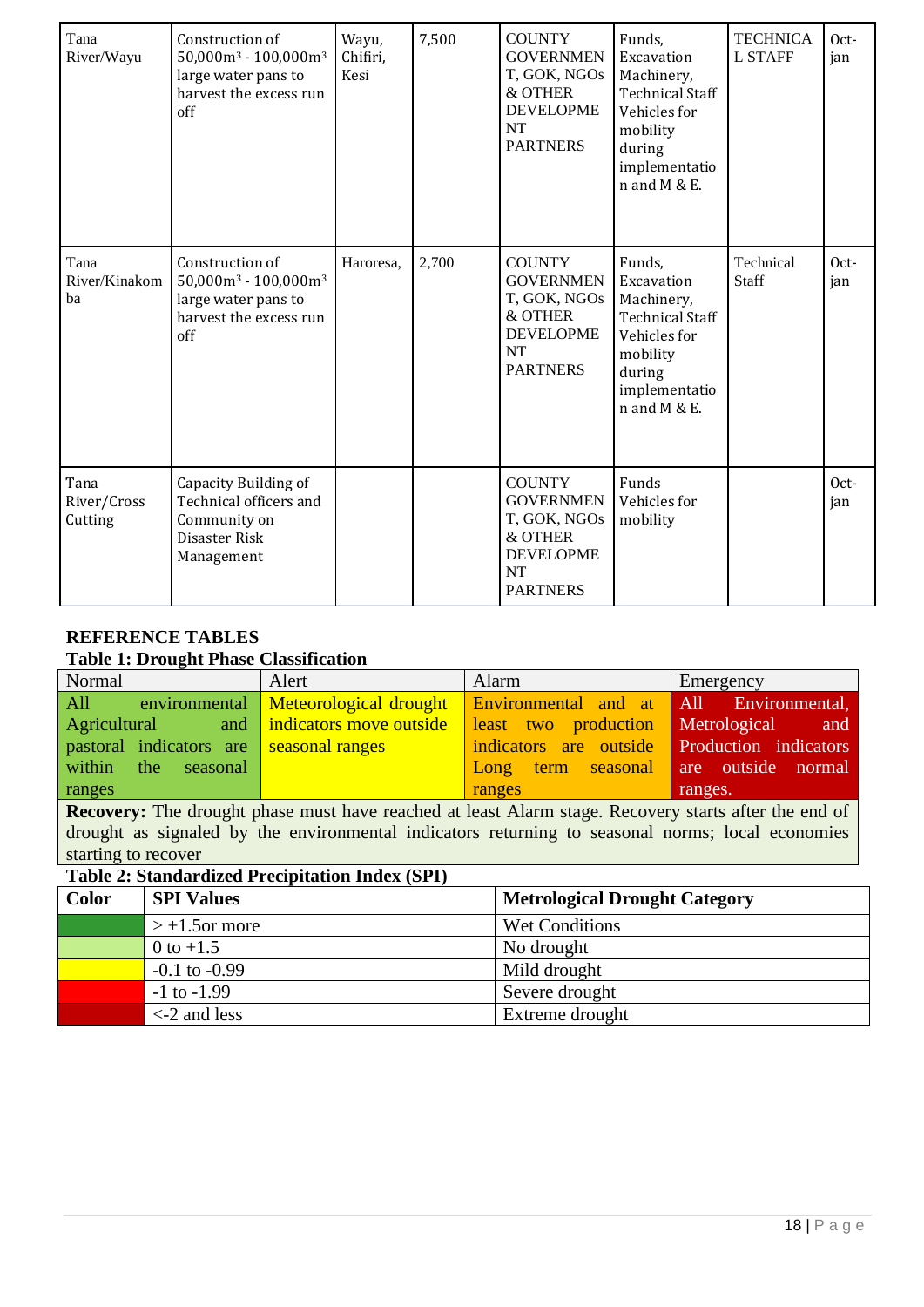| Tana River/Wayu | Construction of 50,000m³ - 100,000m³ large water pans to harvest the excess run off | Wayu, Chifiri, Kesi | 7,500 | COUNTY GOVERNMENT, GOK, NGOs & OTHER DEVELOPMENT PARTNERS | Funds, Excavation Machinery, Technical Staff Vehicles for mobility during implementation and M & E. | TECHNICAL STAFF | Oct-jan |
|---|---|---|---|---|---|---|---|
| Tana River/Kinakomba | Construction of 50,000m³ - 100,000m³ large water pans to harvest the excess run off | Haroresa, | 2,700 | COUNTY GOVERNMENT, GOK, NGOs & OTHER DEVELOPMENT PARTNERS | Funds, Excavation Machinery, Technical Staff Vehicles for mobility during implementation and M & E. | Technical Staff | Oct-jan |
| Tana River/Cross Cutting | Capacity Building of Technical officers and Community on Disaster Risk Management | | | COUNTY GOVERNMENT, GOK, NGOs & OTHER DEVELOPMENT PARTNERS | Funds Vehicles for mobility | | Oct-jan |

## REFERENCE TABLES

### Table 1: Drought Phase Classification

| Normal | Alert | Alarm | Emergency |
|---|---|---|---|
| All environmental Agricultural and pastoral indicators are within the seasonal ranges | Meteorological drought indicators move outside seasonal ranges | Environmental and at least two production indicators are outside Long term seasonal ranges | All Environmental, Metrological and Production indicators are outside normal ranges. |
| **Recovery:** The drought phase must have reached at least Alarm stage. Recovery starts after the end of drought as signaled by the environmental indicators returning to seasonal norms; local economies starting to recover | | | |

### Table 2: Standardized Precipitation Index (SPI)

| Color | SPI Values | Metrological Drought Category |
|---|---|---|
| | > +1.5or more | Wet Conditions |
| | 0 to +1.5 | No drought |
| | -0.1 to -0.99 | Mild drought |
| | -1 to -1.99 | Severe drought |
| | <-2 and less | Extreme drought |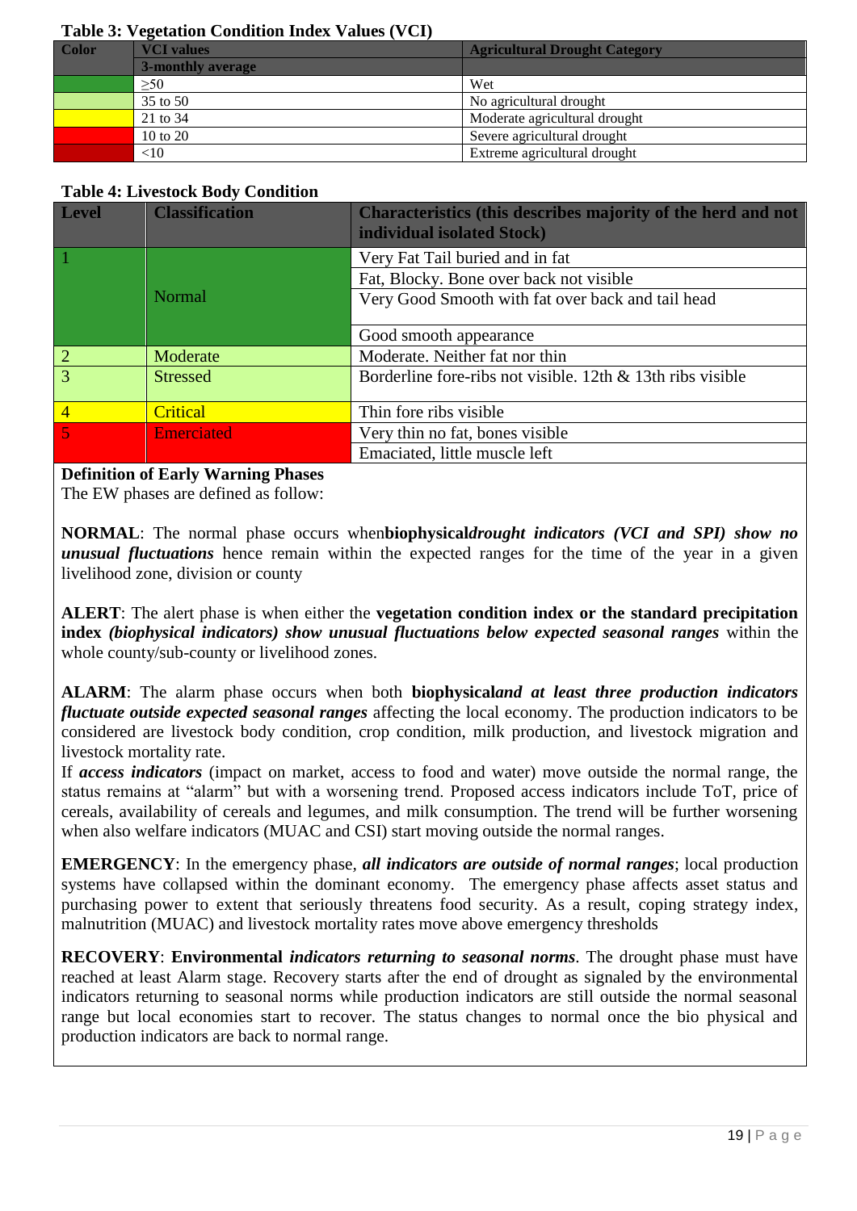**Table 3: Vegetation Condition Index Values (VCI)**

| Color | VCI values | Agricultural Drought Category |
|---|---|---|
| | 3-monthly average | |
| | ≥50 | Wet |
| | 35 to 50 | No agricultural drought |
| | 21 to 34 | Moderate agricultural drought |
| | 10 to 20 | Severe agricultural drought |
| | <10 | Extreme agricultural drought |

**Table 4: Livestock Body Condition**

| Level | Classification | Characteristics (this describes majority of the herd and not individual isolated Stock) |
|---|---|---|
| 1 | Normal | Very Fat Tail buried and in fat |
| | | Fat, Blocky. Bone over back not visible |
| | | Very Good Smooth with fat over back and tail head |
| | | Good smooth appearance |
| 2 | Moderate | Moderate. Neither fat nor thin |
| 3 | Stressed | Borderline fore-ribs not visible. 12th & 13th ribs visible |
| 4 | Critical | Thin fore ribs visible |
| 5 | Emerciated | Very thin no fat, bones visible |
| | | Emaciated, little muscle left |

**Definition of Early Warning Phases**

The EW phases are defined as follow:

**NORMAL**: The normal phase occurs when**biophysical*drought indicators (VCI and SPI) show no unusual fluctuations*** hence remain within the expected ranges for the time of the year in a given livelihood zone, division or county

**ALERT**: The alert phase is when either the **vegetation condition index or the standard precipitation index *(biophysical indicators) show unusual fluctuations below expected seasonal ranges*** within the whole county/sub-county or livelihood zones.

**ALARM**: The alarm phase occurs when both **biophysical*and at least three production indicators fluctuate outside expected seasonal ranges*** affecting the local economy. The production indicators to be considered are livestock body condition, crop condition, milk production, and livestock migration and livestock mortality rate.

If ***access indicators*** (impact on market, access to food and water) move outside the normal range, the status remains at "alarm" but with a worsening trend. Proposed access indicators include ToT, price of cereals, availability of cereals and legumes, and milk consumption. The trend will be further worsening when also welfare indicators (MUAC and CSI) start moving outside the normal ranges.

**EMERGENCY**: In the emergency phase, ***all indicators are outside of normal ranges***; local production systems have collapsed within the dominant economy. The emergency phase affects asset status and purchasing power to extent that seriously threatens food security. As a result, coping strategy index, malnutrition (MUAC) and livestock mortality rates move above emergency thresholds

**RECOVERY**: **Environmental *indicators returning to seasonal norms***. The drought phase must have reached at least Alarm stage. Recovery starts after the end of drought as signaled by the environmental indicators returning to seasonal norms while production indicators are still outside the normal seasonal range but local economies start to recover. The status changes to normal once the bio physical and production indicators are back to normal range.